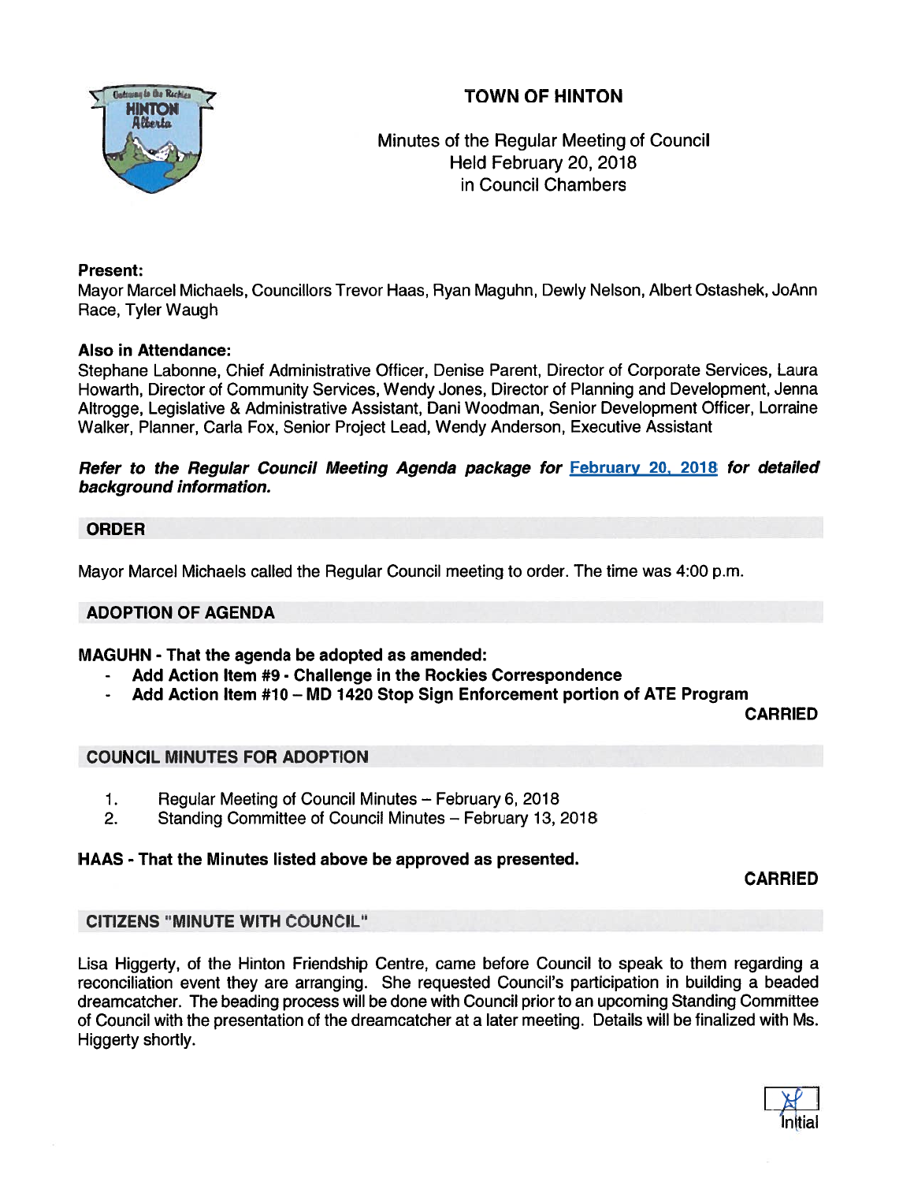# TOWN OF HINTON

Minutes of the Regular Meeting of Council
Held February 20, 2018
in Council Chambers

**Present:**
Mayor Marcel Michaels, Councillors Trevor Haas, Ryan Maguhn, Dewly Nelson, Albert Ostashek, JoAnn Race, Tyler Waugh

**Also in Attendance:**
Stephane Labonne, Chief Administrative Officer, Denise Parent, Director of Corporate Services, Laura Howarth, Director of Community Services, Wendy Jones, Director of Planning and Development, Jenna Altrogge, Legislative & Administrative Assistant, Dani Woodman, Senior Development Officer, Lorraine Walker, Planner, Carla Fox, Senior Project Lead, Wendy Anderson, Executive Assistant

***Refer to the Regular Council Meeting Agenda package for February 20, 2018 for detailed background information.***

## ORDER

Mayor Marcel Michaels called the Regular Council meeting to order. The time was 4:00 p.m.

## ADOPTION OF AGENDA

**MAGUHN - That the agenda be adopted as amended:**

- **Add Action Item #9 - Challenge in the Rockies Correspondence**
- **Add Action Item #10 – MD 1420 Stop Sign Enforcement portion of ATE Program**

**CARRIED**

## COUNCIL MINUTES FOR ADOPTION

1. Regular Meeting of Council Minutes – February 6, 2018
2. Standing Committee of Council Minutes – February 13, 2018

**HAAS - That the Minutes listed above be approved as presented.**

**CARRIED**

## CITIZENS "MINUTE WITH COUNCIL"

Lisa Higgerty, of the Hinton Friendship Centre, came before Council to speak to them regarding a reconciliation event they are arranging. She requested Council's participation in building a beaded dreamcatcher. The beading process will be done with Council prior to an upcoming Standing Committee of Council with the presentation of the dreamcatcher at a later meeting. Details will be finalized with Ms. Higgerty shortly.

Initial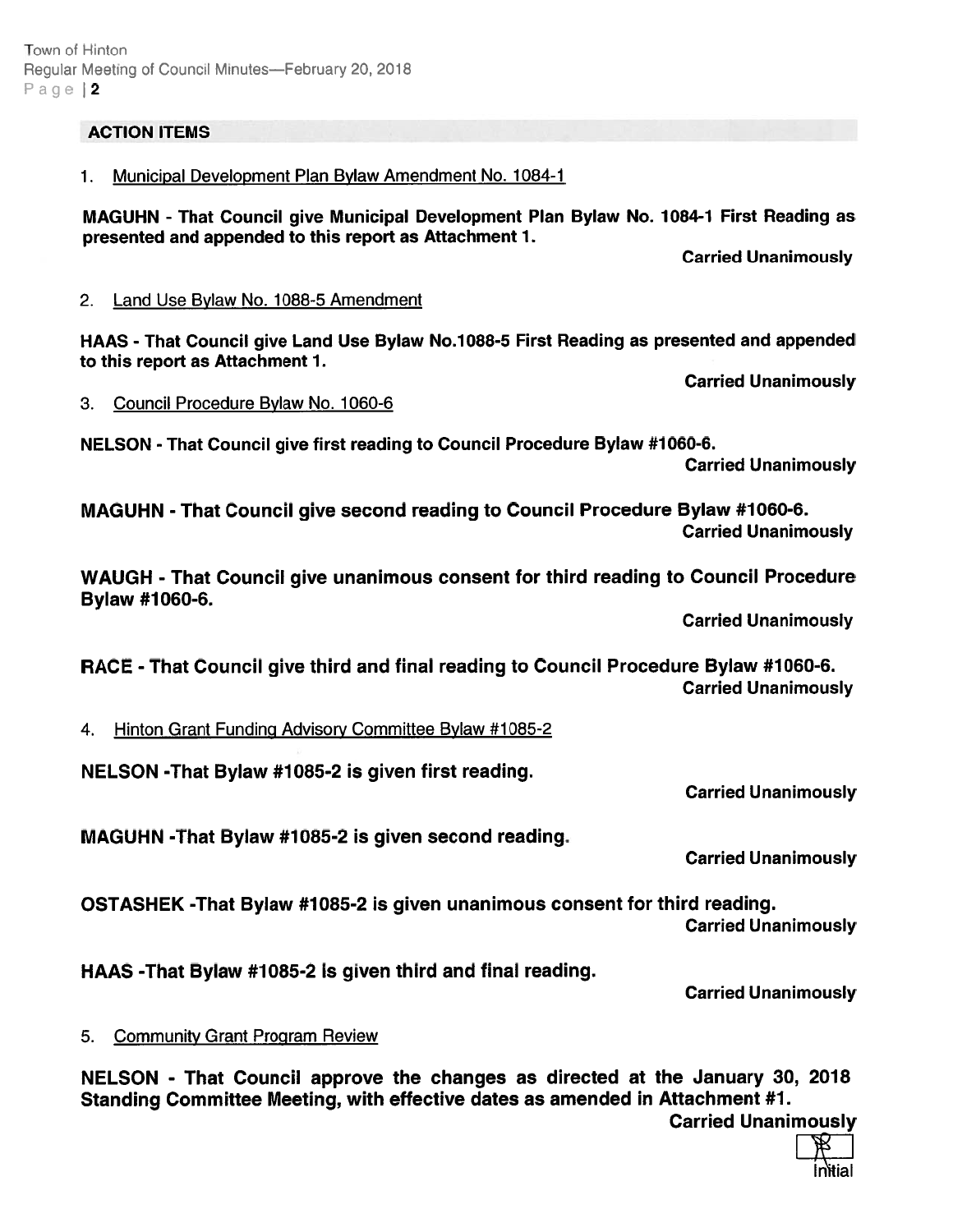## ACTION ITEMS

1. Municipal Development Plan Bylaw Amendment No. 1084-1

**MAGUHN - That Council give Municipal Development Plan Bylaw No. 1084-1 First Reading as presented and appended to this report as Attachment 1.**

**Carried Unanimously**

2. Land Use Bylaw No. 1088-5 Amendment

**HAAS - That Council give Land Use Bylaw No.1088-5 First Reading as presented and appended to this report as Attachment 1.**

**Carried Unanimously**

3. Council Procedure Bylaw No. 1060-6

**NELSON - That Council give first reading to Council Procedure Bylaw #1060-6.**

**Carried Unanimously**

**MAGUHN - That Council give second reading to Council Procedure Bylaw #1060-6.**

**Carried Unanimously**

**WAUGH - That Council give unanimous consent for third reading to Council Procedure Bylaw #1060-6.**

**Carried Unanimously**

**RACE - That Council give third and final reading to Council Procedure Bylaw #1060-6.**

**Carried Unanimously**

4. Hinton Grant Funding Advisory Committee Bylaw #1085-2

**NELSON -That Bylaw #1085-2 is given first reading.**

**Carried Unanimously**

**MAGUHN -That Bylaw #1085-2 is given second reading.**

**Carried Unanimously**

**OSTASHEK -That Bylaw #1085-2 is given unanimous consent for third reading.**

**Carried Unanimously**

**HAAS -That Bylaw #1085-2 is given third and final reading.**

**Carried Unanimously**

5. Community Grant Program Review

**NELSON - That Council approve the changes as directed at the January 30, 2018 Standing Committee Meeting, with effective dates as amended in Attachment #1.**

**Carried Unanimously**

Initial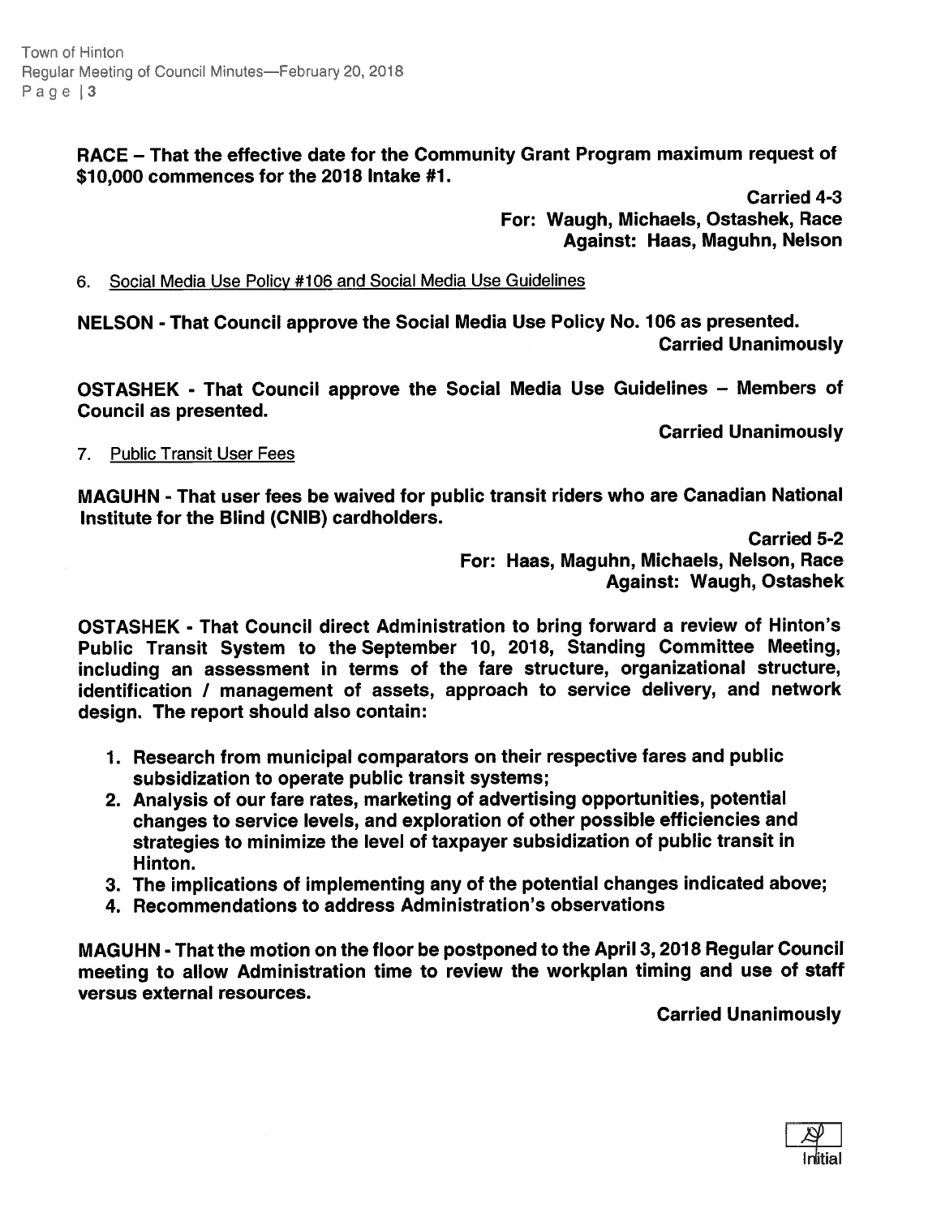**RACE – That the effective date for the Community Grant Program maximum request of $10,000 commences for the 2018 Intake #1.**

**Carried 4-3**
**For: Waugh, Michaels, Ostashek, Race**
**Against: Haas, Maguhn, Nelson**

6. Social Media Use Policy #106 and Social Media Use Guidelines

**NELSON - That Council approve the Social Media Use Policy No. 106 as presented.**

**Carried Unanimously**

**OSTASHEK - That Council approve the Social Media Use Guidelines – Members of Council as presented.**

**Carried Unanimously**

7. Public Transit User Fees

**MAGUHN - That user fees be waived for public transit riders who are Canadian National Institute for the Blind (CNIB) cardholders.**

**Carried 5-2**
**For: Haas, Maguhn, Michaels, Nelson, Race**
**Against: Waugh, Ostashek**

**OSTASHEK - That Council direct Administration to bring forward a review of Hinton's Public Transit System to the September 10, 2018, Standing Committee Meeting, including an assessment in terms of the fare structure, organizational structure, identification / management of assets, approach to service delivery, and network design. The report should also contain:**

1. **Research from municipal comparators on their respective fares and public subsidization to operate public transit systems;**
2. **Analysis of our fare rates, marketing of advertising opportunities, potential changes to service levels, and exploration of other possible efficiencies and strategies to minimize the level of taxpayer subsidization of public transit in Hinton.**
3. **The implications of implementing any of the potential changes indicated above;**
4. **Recommendations to address Administration's observations**

**MAGUHN - That the motion on the floor be postponed to the April 3, 2018 Regular Council meeting to allow Administration time to review the workplan timing and use of staff versus external resources.**

**Carried Unanimously**

Initial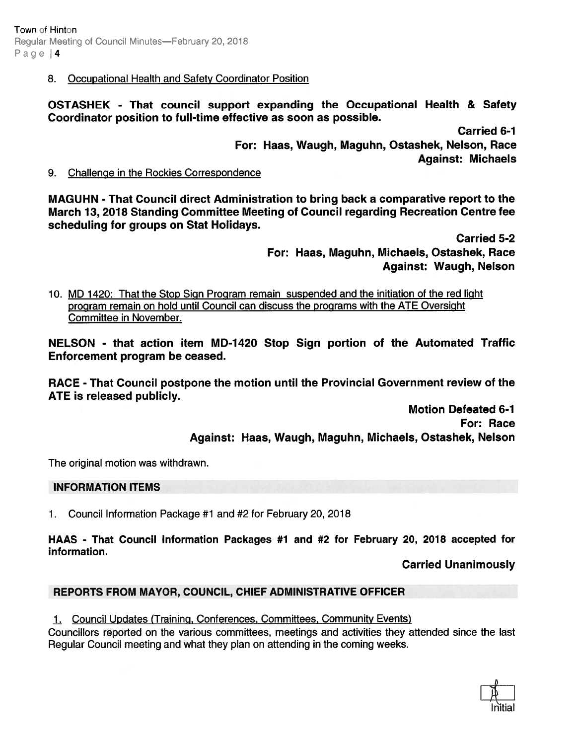8. Occupational Health and Safety Coordinator Position

**OSTASHEK - That council support expanding the Occupational Health & Safety Coordinator position to full-time effective as soon as possible.**

**Carried 6-1**
**For: Haas, Waugh, Maguhn, Ostashek, Nelson, Race**
**Against: Michaels**

9. Challenge in the Rockies Correspondence

**MAGUHN - That Council direct Administration to bring back a comparative report to the March 13, 2018 Standing Committee Meeting of Council regarding Recreation Centre fee scheduling for groups on Stat Holidays.**

**Carried 5-2**
**For: Haas, Maguhn, Michaels, Ostashek, Race**
**Against: Waugh, Nelson**

10. MD 1420: That the Stop Sign Program remain suspended and the initiation of the red light program remain on hold until Council can discuss the programs with the ATE Oversight Committee in November.

**NELSON - that action item MD-1420 Stop Sign portion of the Automated Traffic Enforcement program be ceased.**

**RACE - That Council postpone the motion until the Provincial Government review of the ATE is released publicly.**

**Motion Defeated 6-1**
**For: Race**
**Against: Haas, Waugh, Maguhn, Michaels, Ostashek, Nelson**

The original motion was withdrawn.

## INFORMATION ITEMS

1. Council Information Package #1 and #2 for February 20, 2018

**HAAS - That Council Information Packages #1 and #2 for February 20, 2018 accepted for information.**

**Carried Unanimously**

## REPORTS FROM MAYOR, COUNCIL, CHIEF ADMINISTRATIVE OFFICER

1. Council Updates (Training, Conferences, Committees, Community Events)

Councillors reported on the various committees, meetings and activities they attended since the last Regular Council meeting and what they plan on attending in the coming weeks.

Initial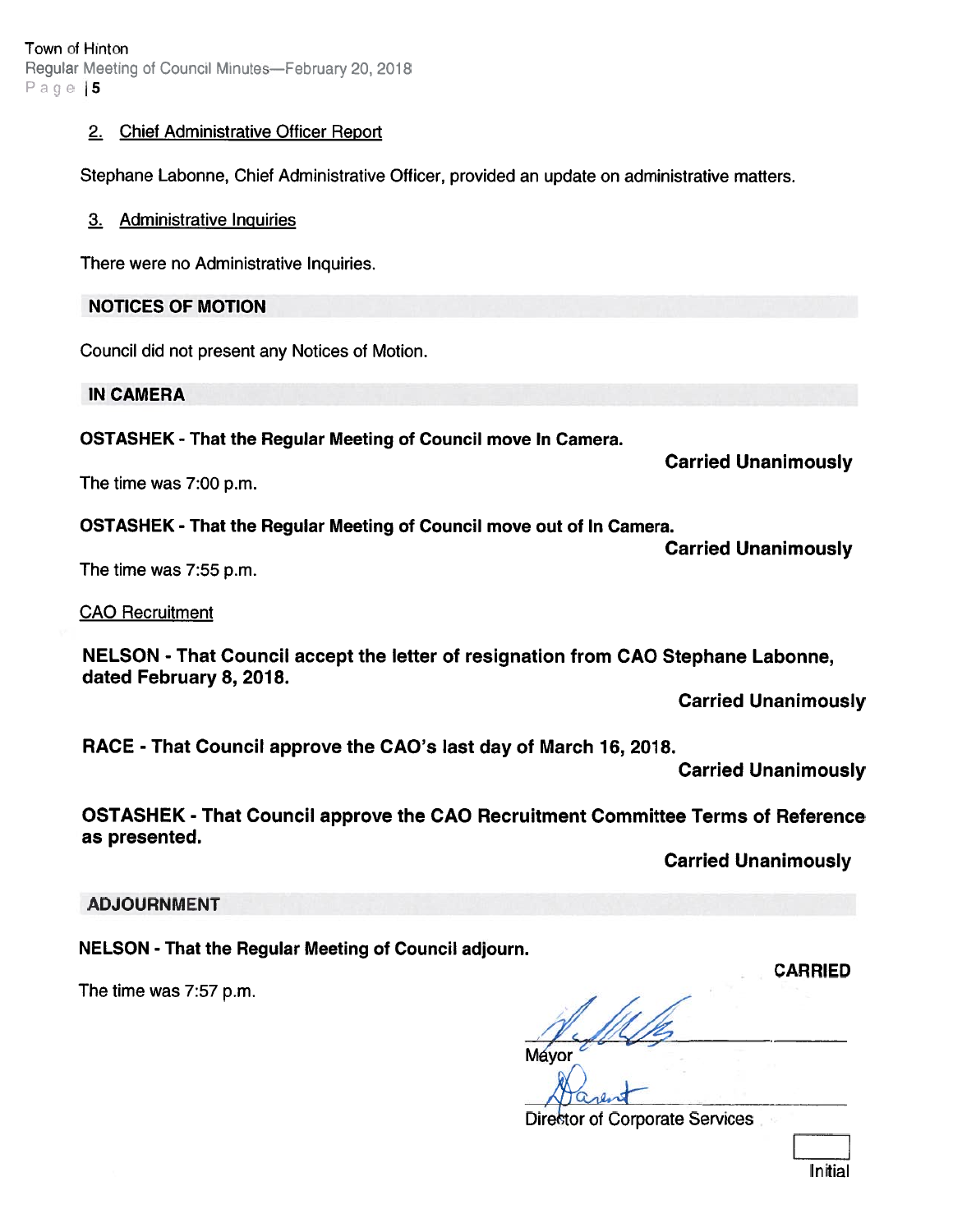2. Chief Administrative Officer Report

Stephane Labonne, Chief Administrative Officer, provided an update on administrative matters.

3. Administrative Inquiries

There were no Administrative Inquiries.

## NOTICES OF MOTION

Council did not present any Notices of Motion.

## IN CAMERA

**OSTASHEK - That the Regular Meeting of Council move In Camera.**

**Carried Unanimously**

The time was 7:00 p.m.

**OSTASHEK - That the Regular Meeting of Council move out of In Camera.**

**Carried Unanimously**

The time was 7:55 p.m.

CAO Recruitment

**NELSON - That Council accept the letter of resignation from CAO Stephane Labonne, dated February 8, 2018.**

**Carried Unanimously**

**RACE - That Council approve the CAO's last day of March 16, 2018.**

**Carried Unanimously**

**OSTASHEK - That Council approve the CAO Recruitment Committee Terms of Reference as presented.**

**Carried Unanimously**

## ADJOURNMENT

**NELSON - That the Regular Meeting of Council adjourn.**

**CARRIED**

The time was 7:57 p.m.

Mayor

Director of Corporate Services

Initial